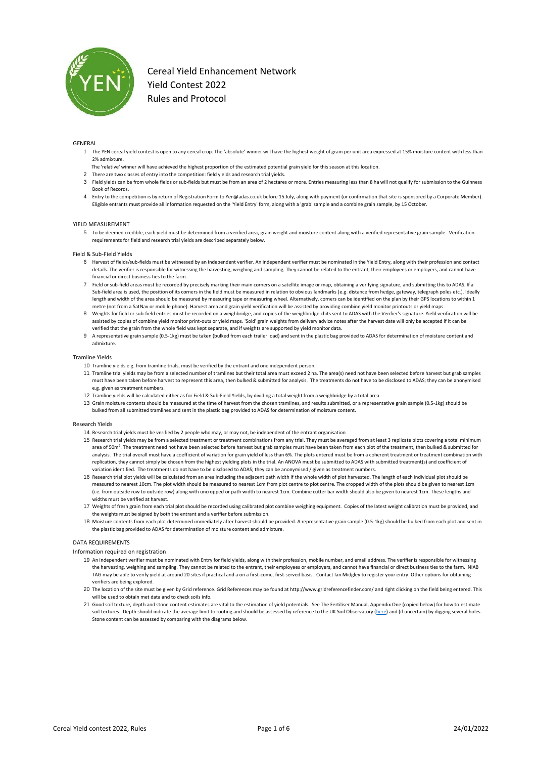# Cereal Yield Enhancement Network
# Yield Contest 2022
# Rules and Protocol

## GENERAL

1. The YEN cereal yield contest is open to any cereal crop. The 'absolute' winner will have the highest weight of grain per unit area expressed at 15% moisture content with less than 2% admixture.
   The 'relative' winner will have achieved the highest proportion of the estimated potential grain yield for this season at this location.
2. There are two classes of entry into the competition: field yields and research trial yields.
3. Field yields can be from whole fields or sub-fields but must be from an area of 2 hectares or more. Entries measuring less than 8 ha will not qualify for submission to the Guinness Book of Records.
4. Entry to the competition is by return of Registration Form to Yen@adas.co.uk before 15 July, along with payment (or confirmation that site is sponsored by a Corporate Member). Eligible entrants must provide all information requested on the 'Yield Entry' form, along with a 'grab' sample and a combine grain sample, by 15 October.

## YIELD MEASUREMENT

5. To be deemed credible, each yield must be determined from a verified area, grain weight and moisture content along with a verified representative grain sample. Verification requirements for field and research trial yields are described separately below.

### Field & Sub-Field Yields

6. Harvest of fields/sub-fields must be witnessed by an independent verifier. An independent verifier must be nominated in the Yield Entry, along with their profession and contact details. The verifier is responsible for witnessing the harvesting, weighing and sampling. They cannot be related to the entrant, their employees or employers, and cannot have financial or direct business ties to the farm.
7. Field or sub-field areas must be recorded by precisely marking their main corners on a satellite image or map, obtaining a verifying signature, and submitting this to ADAS. If a Sub-field area is used, the position of its corners in the field must be measured in relation to obvious landmarks (e.g. distance from hedge, gateway, telegraph poles etc.). Ideally length and width of the area should be measured by measuring tape or measuring wheel. Alternatively, corners can be identified on the plan by their GPS locations to within 1 metre (not from a SatNav or mobile phone). Harvest area and grain yield verification will be assisted by providing combine yield monitor printouts or yield maps.
8. Weights for field or sub-field entries must be recorded on a weighbridge, and copies of the weighbridge chits sent to ADAS with the Verifier's signature. Yield verification will be assisted by copies of combine yield monitor print-outs or yield maps. 'Sold' grain weights from delivery advice notes after the harvest date will only be accepted if it can be verified that the grain from the whole field was kept separate, and if weights are supported by yield monitor data.
9. A representative grain sample (0.5-1kg) must be taken (bulked from each trailer load) and sent in the plastic bag provided to ADAS for determination of moisture content and admixture.

### Tramline Yields

10. Tramline yields e.g. from tramline trials, must be verified by the entrant and one independent person.
11. Tramline trial yields may be from a selected number of tramlines but their total area must exceed 2 ha. The area(s) need not have been selected before harvest but grab samples must have been taken before harvest to represent this area, then bulked & submitted for analysis. The treatments do not have to be disclosed to ADAS; they can be anonymised e.g. given as treatment numbers.
12. Tramline yields will be calculated either as for Field & Sub-Field Yields, by dividing a total weight from a weighbridge by a total area
13. Grain moisture contents should be measured at the time of harvest from the chosen tramlines, and results submitted, or a representative grain sample (0.5-1kg) should be bulked from all submitted tramlines and sent in the plastic bag provided to ADAS for determination of moisture content.

### Research Yields

14. Research trial yields must be verified by 2 people who may, or may not, be independent of the entrant organisation
15. Research trial yields may be from a selected treatment or treatment combinations from any trial. They must be averaged from at least 3 replicate plots covering a total minimum area of 50m$^2$. The treatment need not have been selected before harvest but grab samples must have been taken from each plot of the treatment, then bulked & submitted for analysis. The trial overall must have a coefficient of variation for grain yield of less than 6%. The plots entered must be from a coherent treatment or treatment combination with replication, they cannot simply be chosen from the highest yielding plots in the trial. An ANOVA must be submitted to ADAS with submitted treatment(s) and coefficient of variation identified. The treatments do not have to be disclosed to ADAS; they can be anonymised / given as treatment numbers.
16. Research trial plot yields will be calculated from an area including the adjacent path width if the whole width of plot harvested. The length of each individual plot should be measured to nearest 10cm. The plot width should be measured to nearest 1cm from plot centre to plot centre. The cropped width of the plots should be given to nearest 1cm (i.e. from outside row to outside row) along with uncropped or path width to nearest 1cm. Combine cutter bar width should also be given to nearest 1cm. These lengths and widths must be verified at harvest.
17. Weights of fresh grain from each trial plot should be recorded using calibrated plot combine weighing equipment. Copies of the latest weight calibration must be provided, and the weights must be signed by both the entrant and a verifier before submission.
18. Moisture contents from each plot determined immediately after harvest should be provided. A representative grain sample (0.5-1kg) should be bulked from each plot and sent in the plastic bag provided to ADAS for determination of moisture content and admixture.

## DATA REQUIREMENTS

### Information required on registration

19. An independent verifier must be nominated with Entry for field yields, along with their profession, mobile number, and email address. The verifier is responsible for witnessing the harvesting, weighing and sampling. They cannot be related to the entrant, their employees or employers, and cannot have financial or direct business ties to the farm. NIAB TAG may be able to verify yield at around 20 sites if practical and a on a first-come, first-served basis. Contact Ian Midgley to register your entry. Other options for obtaining verifiers are being explored.
20. The location of the site must be given by Grid reference. Grid References may be found at http://www.gridreferencefinder.com/ and right clicking on the field being entered. This will be used to obtain met data and to check soils info.
21. Good soil texture, depth and stone content estimates are vital to the estimation of yield potentials. See The Fertiliser Manual, Appendix One (copied below) for how to estimate soil textures. Depth should indicate the average limit to rooting and should be assessed by reference to the UK Soil Observatory (here) and (if uncertain) by digging several holes. Stone content can be assessed by comparing with the diagrams below.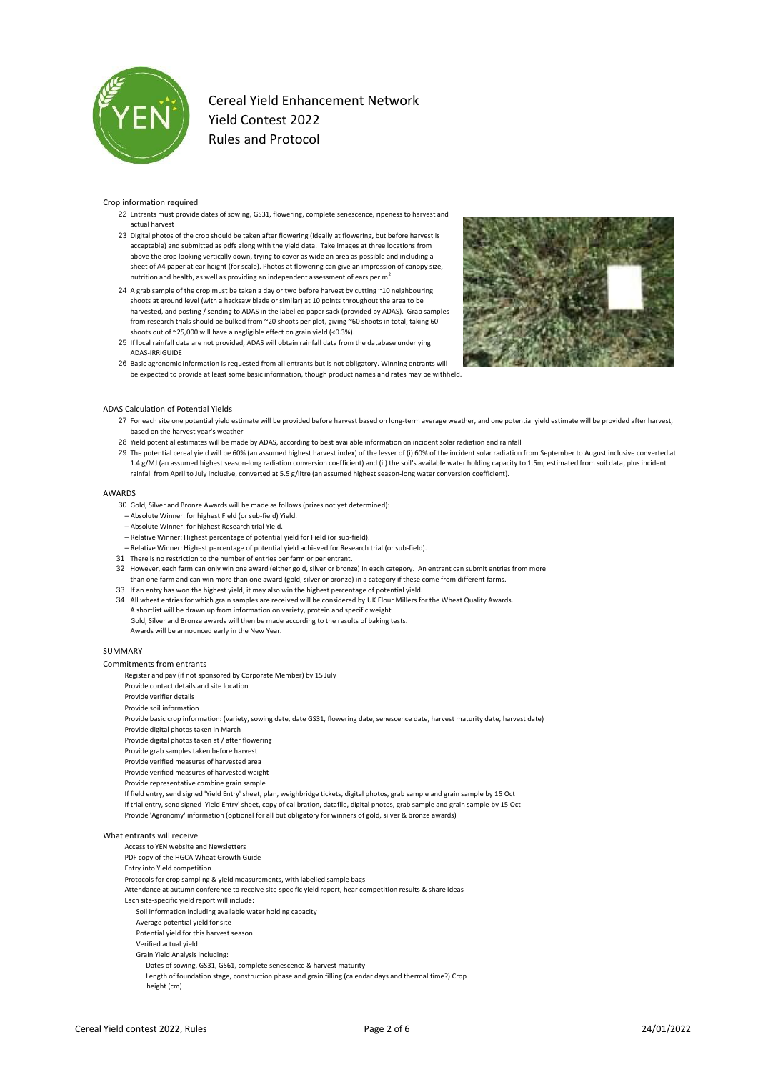Cereal Yield Enhancement Network
Yield Contest 2022
Rules and Protocol

### Crop information required

22 Entrants must provide dates of sowing, GS31, flowering, complete senescence, ripeness to harvest and actual harvest

23 Digital photos of the crop should be taken after flowering (ideally at flowering, but before harvest is acceptable) and submitted as pdfs along with the yield data. Take images at three locations from above the crop looking vertically down, trying to cover as wide an area as possible and including a sheet of A4 paper at ear height (for scale). Photos at flowering can give an impression of canopy size, nutrition and health, as well as providing an independent assessment of ears per m$^2$.

24 A grab sample of the crop must be taken a day or two before harvest by cutting ~10 neighbouring shoots at ground level (with a hacksaw blade or similar) at 10 points throughout the area to be harvested, and posting / sending to ADAS in the labelled paper sack (provided by ADAS). Grab samples from research trials should be bulked from ~20 shoots per plot, giving ~60 shoots in total; taking 60 shoots out of ~25,000 will have a negligible effect on grain yield (<0.3%).

25 If local rainfall data are not provided, ADAS will obtain rainfall data from the database underlying ADAS-IRRIGUIDE

26 Basic agronomic information is requested from all entrants but is not obligatory. Winning entrants will be expected to provide at least some basic information, though product names and rates may be withheld.

### ADAS Calculation of Potential Yields

27 For each site one potential yield estimate will be provided before harvest based on long-term average weather, and one potential yield estimate will be provided after harvest, based on the harvest year's weather

28 Yield potential estimates will be made by ADAS, according to best available information on incident solar radiation and rainfall

29 The potential cereal yield will be 60% (an assumed highest harvest index) of the lesser of (i) 60% of the incident solar radiation from September to August inclusive converted at 1.4 g/MJ (an assumed highest season-long radiation conversion coefficient) and (ii) the soil's available water holding capacity to 1.5m, estimated from soil data, plus incident rainfall from April to July inclusive, converted at 5.5 g/litre (an assumed highest season-long water conversion coefficient).

### AWARDS

30 Gold, Silver and Bronze Awards will be made as follows (prizes not yet determined):
– Absolute Winner: for highest Field (or sub-field) Yield.
– Absolute Winner: for highest Research trial Yield.
– Relative Winner: Highest percentage of potential yield for Field (or sub-field).
– Relative Winner: Highest percentage of potential yield achieved for Research trial (or sub-field).

31 There is no restriction to the number of entries per farm or per entrant.

32 However, each farm can only win one award (either gold, silver or bronze) in each category. An entrant can submit entries from more than one farm and can win more than one award (gold, silver or bronze) in a category if these come from different farms.

33 If an entry has won the highest yield, it may also win the highest percentage of potential yield.

34 All wheat entries for which grain samples are received will be considered by UK Flour Millers for the Wheat Quality Awards.
A shortlist will be drawn up from information on variety, protein and specific weight.
Gold, Silver and Bronze awards will then be made according to the results of baking tests.
Awards will be announced early in the New Year.

### SUMMARY

#### Commitments from entrants

- Register and pay (if not sponsored by Corporate Member) by 15 July
- Provide contact details and site location
- Provide verifier details
- Provide soil information
- Provide basic crop information: (variety, sowing date, date GS31, flowering date, senescence date, harvest maturity date, harvest date)
- Provide digital photos taken in March
- Provide digital photos taken at / after flowering
- Provide grab samples taken before harvest
- Provide verified measures of harvested area
- Provide verified measures of harvested weight
- Provide representative combine grain sample
- If field entry, send signed 'Yield Entry' sheet, plan, weighbridge tickets, digital photos, grab sample and grain sample by 15 Oct
- If trial entry, send signed 'Yield Entry' sheet, copy of calibration, datafile, digital photos, grab sample and grain sample by 15 Oct
- Provide 'Agronomy' information (optional for all but obligatory for winners of gold, silver & bronze awards)

#### What entrants will receive

- Access to YEN website and Newsletters
- PDF copy of the HGCA Wheat Growth Guide
- Entry into Yield competition
- Protocols for crop sampling & yield measurements, with labelled sample bags
- Attendance at autumn conference to receive site-specific yield report, hear competition results & share ideas
- Each site-specific yield report will include:
  - Soil information including available water holding capacity
  - Average potential yield for site
  - Potential yield for this harvest season
  - Verified actual yield
  - Grain Yield Analysis including:
    - Dates of sowing, GS31, GS61, complete senescence & harvest maturity
    - Length of foundation stage, construction phase and grain filling (calendar days and thermal time?) Crop height (cm)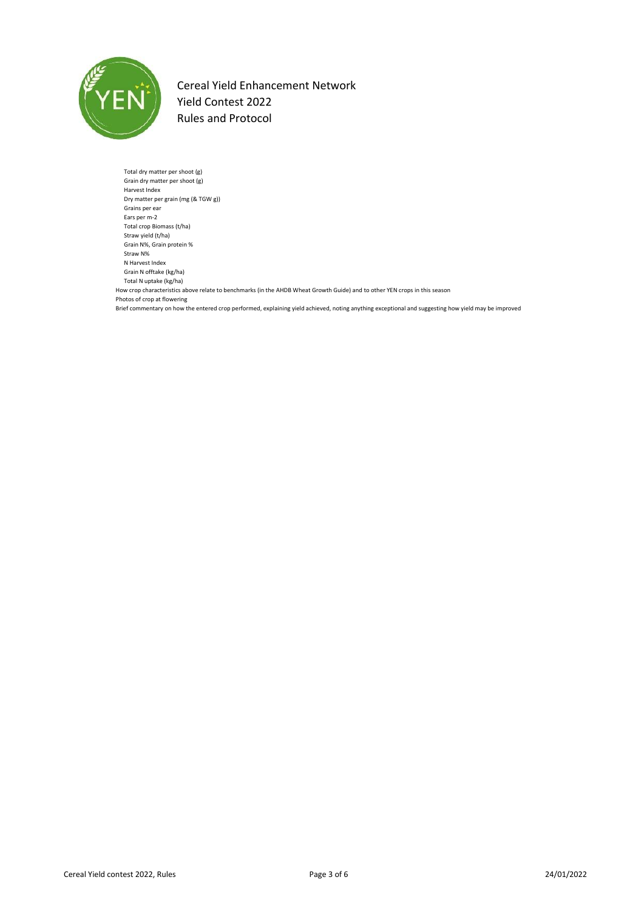- Total dry matter per shoot (g)
- Grain dry matter per shoot (g)
- Harvest Index
- Dry matter per grain (mg (& TGW g))
- Grains per ear
- Ears per m-2
- Total crop Biomass (t/ha)
- Straw yield (t/ha)
- Grain N%, Grain protein %
- Straw N%
- N Harvest Index
- Grain N offtake (kg/ha)
- Total N uptake (kg/ha)

How crop characteristics above relate to benchmarks (in the AHDB Wheat Growth Guide) and to other YEN crops in this season

Photos of crop at flowering

Brief commentary on how the entered crop performed, explaining yield achieved, noting anything exceptional and suggesting how yield may be improved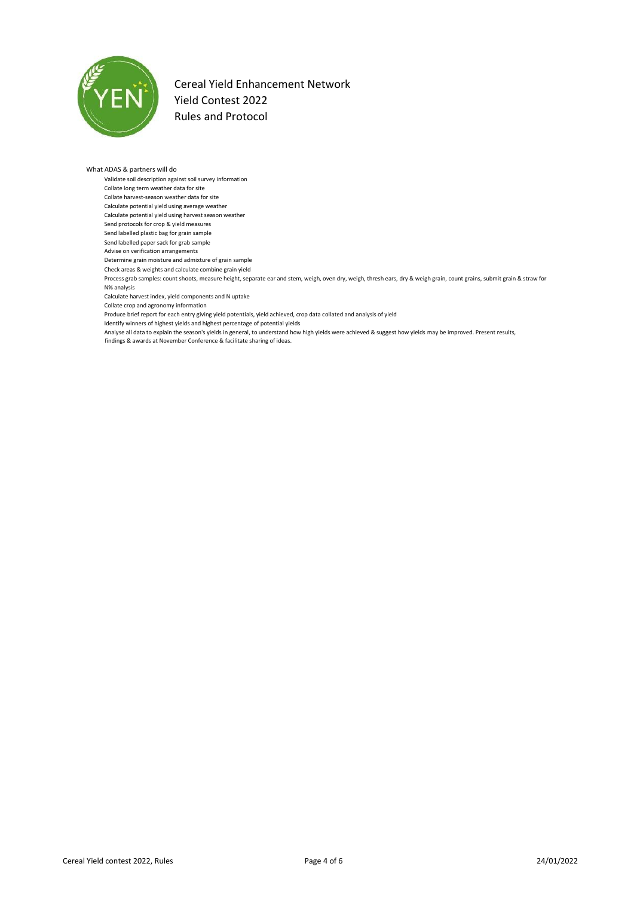Cereal Yield Enhancement Network
Yield Contest 2022
Rules and Protocol

What ADAS & partners will do

- Validate soil description against soil survey information
- Collate long term weather data for site
- Collate harvest-season weather data for site
- Calculate potential yield using average weather
- Calculate potential yield using harvest season weather
- Send protocols for crop & yield measures
- Send labelled plastic bag for grain sample
- Send labelled paper sack for grab sample
- Advise on verification arrangements
- Determine grain moisture and admixture of grain sample
- Check areas & weights and calculate combine grain yield
- Process grab samples: count shoots, measure height, separate ear and stem, weigh, oven dry, weigh, thresh ears, dry & weigh grain, count grains, submit grain & straw for N% analysis
- Calculate harvest index, yield components and N uptake
- Collate crop and agronomy information
- Produce brief report for each entry giving yield potentials, yield achieved, crop data collated and analysis of yield
- Identify winners of highest yields and highest percentage of potential yields
- Analyse all data to explain the season's yields in general, to understand how high yields were achieved & suggest how yields may be improved. Present results, findings & awards at November Conference & facilitate sharing of ideas.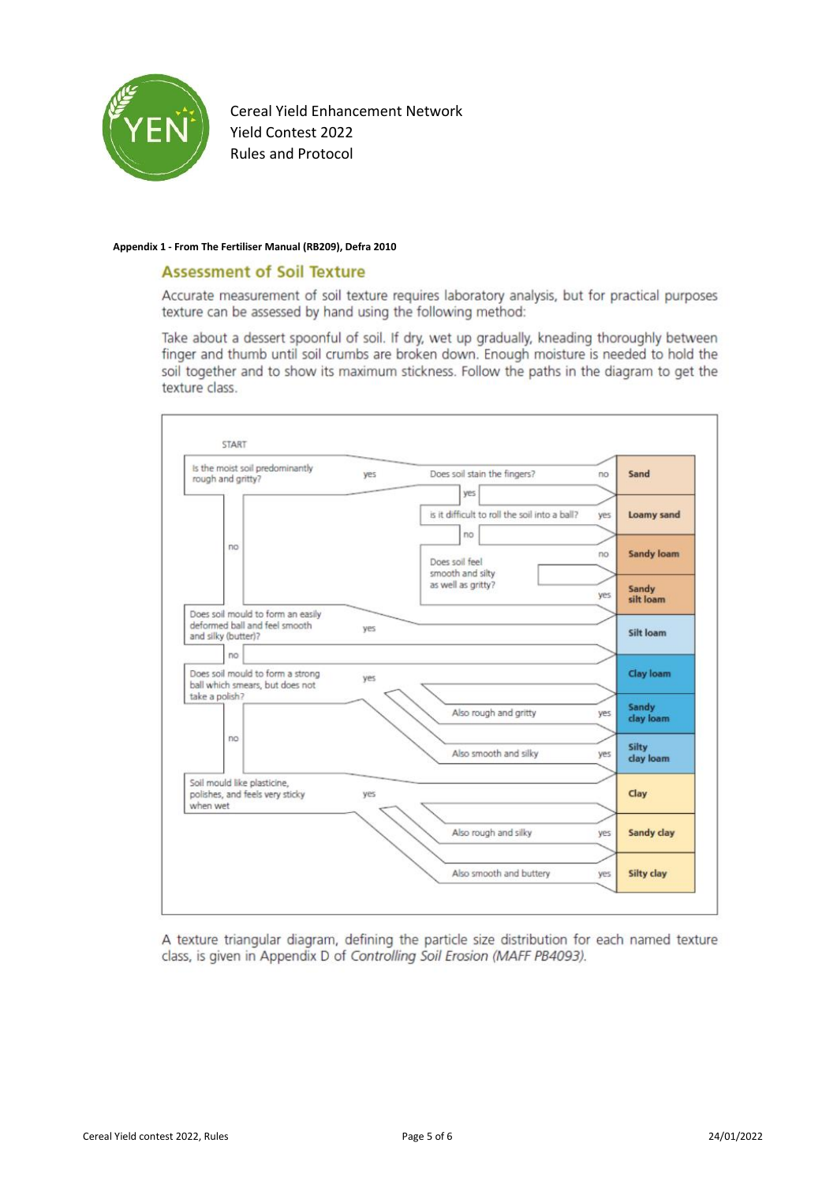**Appendix 1 - From The Fertiliser Manual (RB209), Defra 2010**

## Assessment of Soil Texture

Accurate measurement of soil texture requires laboratory analysis, but for practical purposes texture can be assessed by hand using the following method:

Take about a dessert spoonful of soil. If dry, wet up gradually, kneading thoroughly between finger and thumb until soil crumbs are broken down. Enough moisture is needed to hold the soil together and to show its maximum stickness. Follow the paths in the diagram to get the texture class.

START

- Is the moist soil predominantly rough and gritty?
  - yes → Does soil stain the fingers?
    - no → **Sand**
    - yes → is it difficult to roll the soil into a ball?
      - yes → **Loamy sand**
      - no → Does soil feel smooth and silty as well as gritty?
        - no → **Sandy loam**
        - yes → **Sandy silt loam**
  - no → Does soil mould to form an easily deformed ball and feel smooth and silky (butter)?
    - yes → **Silt loam**
    - no → Does soil mould to form a strong ball which smears, but does not take a polish?
      - yes → **Clay loam**
        - Also rough and gritty — yes → **Sandy clay loam**
        - Also smooth and silky — yes → **Silty clay loam**
      - no → Soil mould like plasticine, polishes, and feels very sticky when wet
        - yes → **Clay**
          - Also rough and silky — yes → **Sandy clay**
          - Also smooth and buttery — yes → **Silty clay**

A texture triangular diagram, defining the particle size distribution for each named texture class, is given in Appendix D of *Controlling Soil Erosion (MAFF PB4093)*.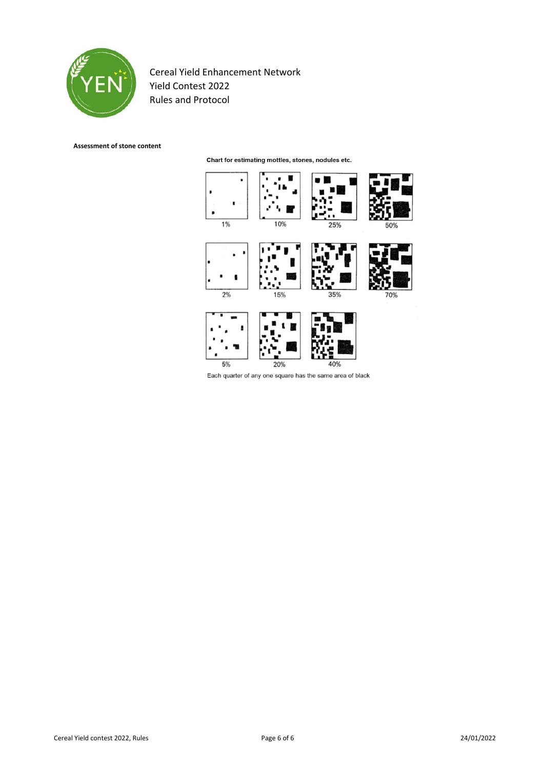**Assessment of stone content**

**Chart for estimating mottles, stones, nodules etc.**

1%

10%

25%

50%

2%

15%

35%

70%

5%

20%

40%

Each quarter of any one square has the same area of black